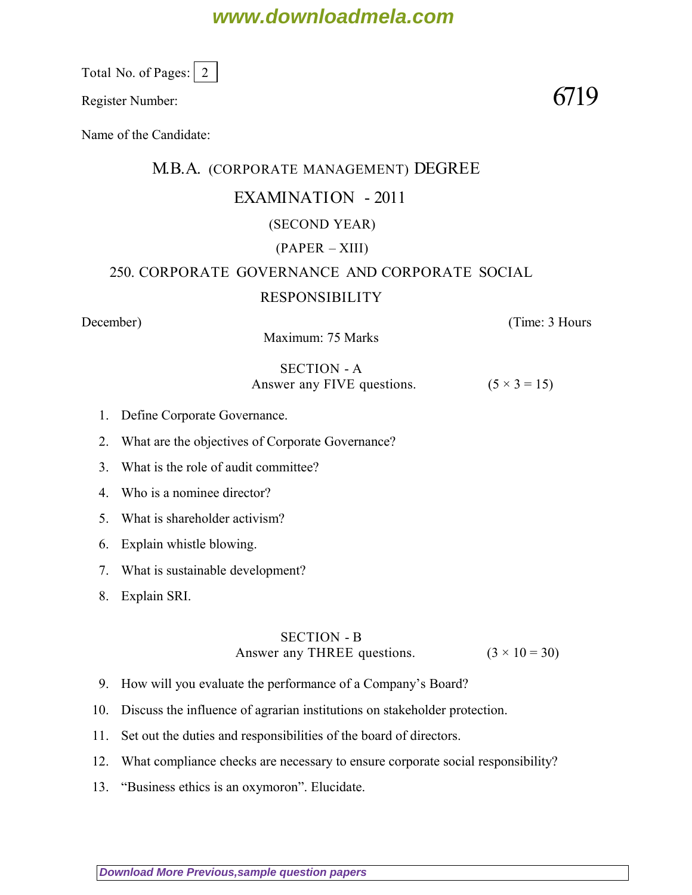Total No. of Pages: 2

Register Number:

**6719**

Name of the Candidate:

# M.B.A. (CORPORATE MANAGEMENT) DEGREE

## EXAMINATION - 2011

### (SECOND YEAR)

### (PAPER – XIII)

### 250. CORPORATE GOVERNANCE AND CORPORATE SOCIAL RESPONSIBILITY

December) (Time: 3 Hours

Maximum: 75 Marks

## SECTION - A

Answer any FIVE questions. (5 × 3 = 15)

1. Define Corporate Governance.
2. What are the objectives of Corporate Governance?
3. What is the role of audit committee?
4. Who is a nominee director?
5. What is shareholder activism?
6. Explain whistle blowing.
7. What is sustainable development?
8. Explain SRI.

## SECTION - B

Answer any THREE questions. (3 × 10 = 30)

9. How will you evaluate the performance of a Company's Board?
10. Discuss the influence of agrarian institutions on stakeholder protection.
11. Set out the duties and responsibilities of the board of directors.
12. What compliance checks are necessary to ensure corporate social responsibility?
13. "Business ethics is an oxymoron". Elucidate.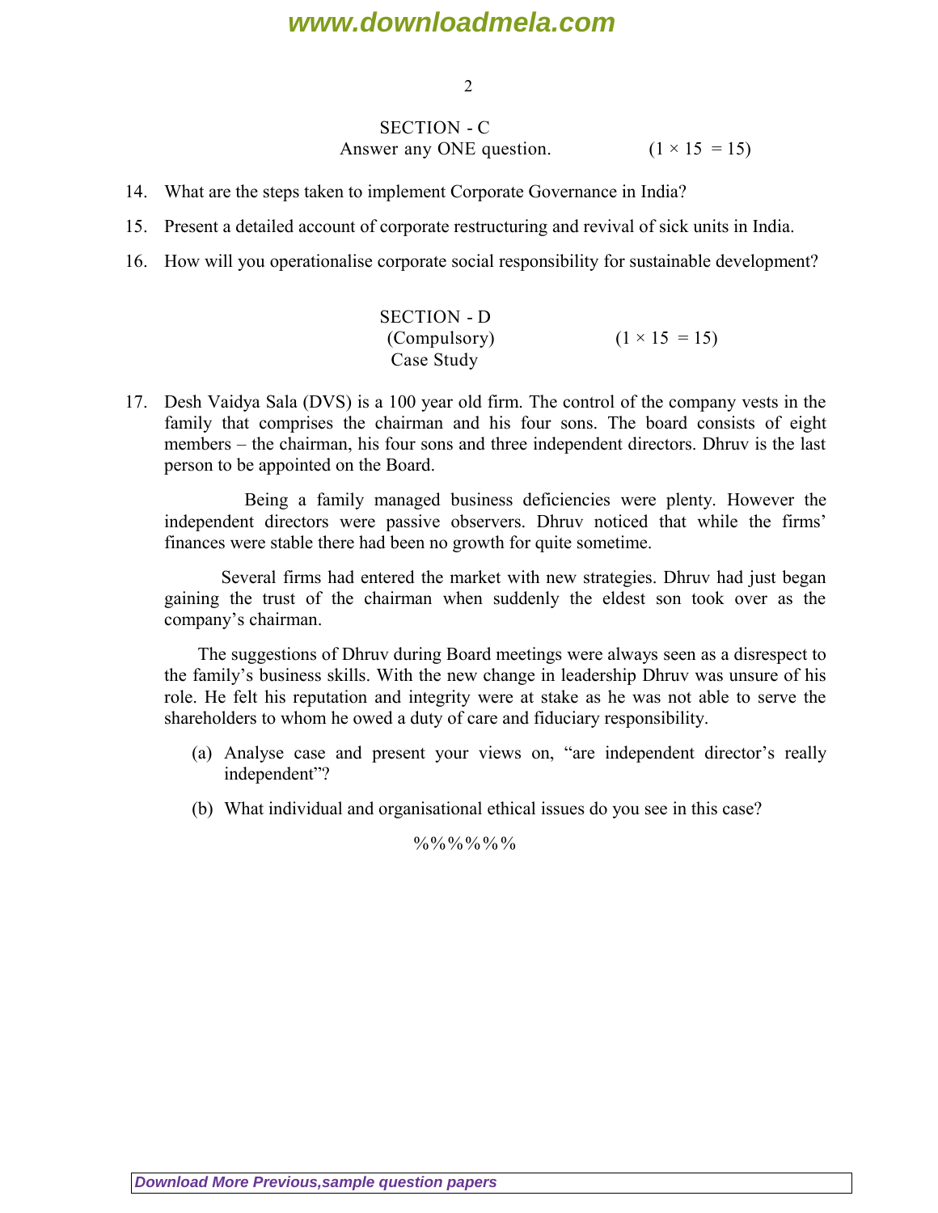## SECTION - C

Answer any ONE question. (1 × 15 = 15)

14. What are the steps taken to implement Corporate Governance in India?

15. Present a detailed account of corporate restructuring and revival of sick units in India.

16. How will you operationalise corporate social responsibility for sustainable development?

## SECTION - D

(Compulsory) (1 × 15 = 15)

Case Study

17. Desh Vaidya Sala (DVS) is a 100 year old firm. The control of the company vests in the family that comprises the chairman and his four sons. The board consists of eight members – the chairman, his four sons and three independent directors. Dhruv is the last person to be appointed on the Board.

    Being a family managed business deficiencies were plenty. However the independent directors were passive observers. Dhruv noticed that while the firms' finances were stable there had been no growth for quite sometime.

    Several firms had entered the market with new strategies. Dhruv had just began gaining the trust of the chairman when suddenly the eldest son took over as the company's chairman.

    The suggestions of Dhruv during Board meetings were always seen as a disrespect to the family's business skills. With the new change in leadership Dhruv was unsure of his role. He felt his reputation and integrity were at stake as he was not able to serve the shareholders to whom he owed a duty of care and fiduciary responsibility.

    (a) Analyse case and present your views on, "are independent director's really independent"?

    (b) What individual and organisational ethical issues do you see in this case?

%%%%%%